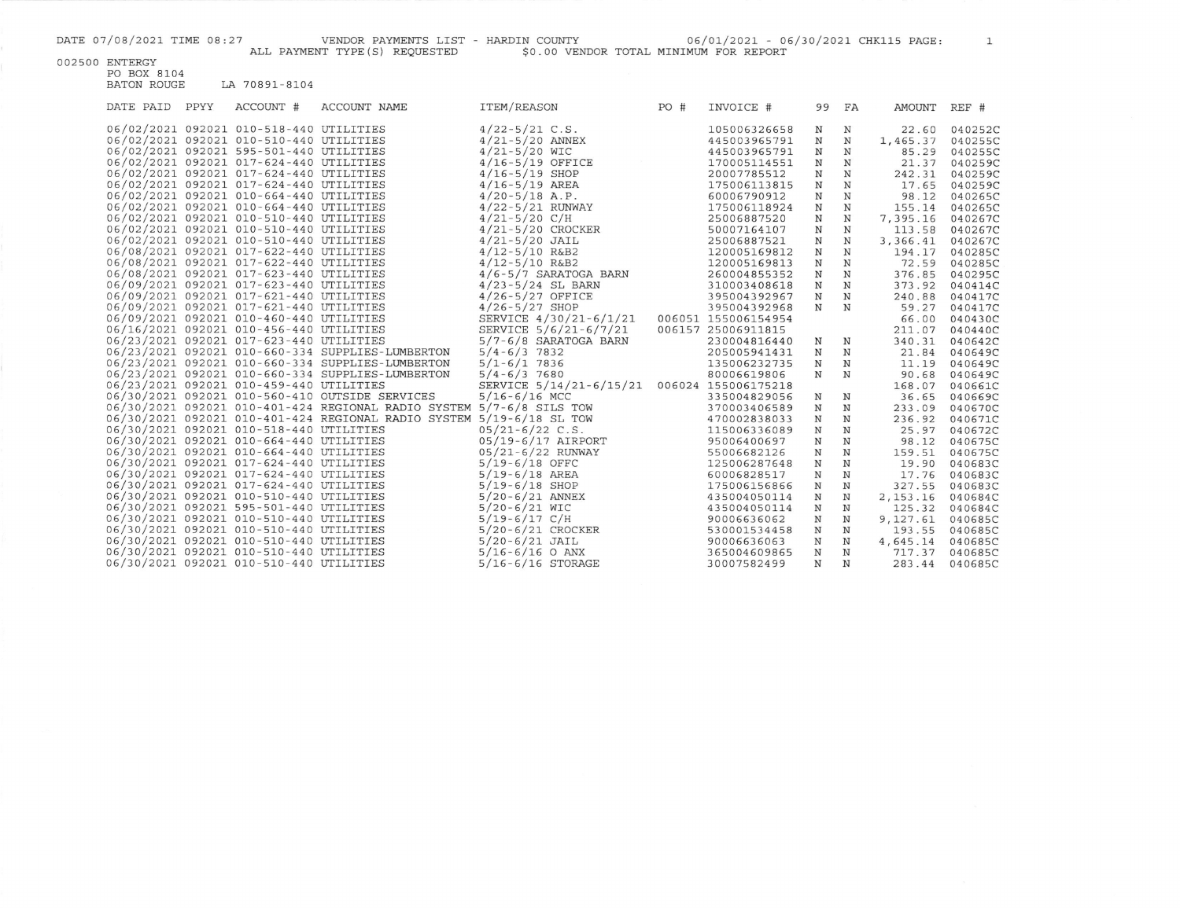DATE 07/08/2021 TIME 08:27 VENDOR PAYMENTS LIST - HARDIN COUNTY 06/01/2021 - 06/30/2021 CHK115 PAGE: 1

ALL PAYMENT TYPE(S) REQUESTED $0.00 VENDOR TOTAL MINIMUM FOR REPORT

002500 ENTERGY
PO BOX 8104
BATON ROUGE LA 70891-8104

| DATE PAID | PPYY | ACCOUNT # | ACCOUNT NAME | ITEM/REASON | PO # | INVOICE # | 99 | FA | AMOUNT | REF # |
|---|---|---|---|---|---|---|---|---|---|---|
| 06/02/2021 | 092021 | 010-518-440 | UTILITIES | 4/22-5/21 C.S. | | 105006326658 | N | N | 22.60 | 040252C |
| 06/02/2021 | 092021 | 010-510-440 | UTILITIES | 4/21-5/20 ANNEX | | 445003965791 | N | N | 1,465.37 | 040255C |
| 06/02/2021 | 092021 | 595-501-440 | UTILITIES | 4/21-5/20 WIC | | 445003965791 | N | N | 85.29 | 040255C |
| 06/02/2021 | 092021 | 017-624-440 | UTILITIES | 4/16-5/19 OFFICE | | 170005114551 | N | N | 21.37 | 040259C |
| 06/02/2021 | 092021 | 017-624-440 | UTILITIES | 4/16-5/19 SHOP | | 20007785512 | N | N | 242.31 | 040259C |
| 06/02/2021 | 092021 | 017-624-440 | UTILITIES | 4/16-5/19 AREA | | 175006113815 | N | N | 17.65 | 040259C |
| 06/02/2021 | 092021 | 010-664-440 | UTILITIES | 4/20-5/18 A.P. | | 60006790912 | N | N | 98.12 | 040265C |
| 06/02/2021 | 092021 | 010-664-440 | UTILITIES | 4/22-5/21 RUNWAY | | 175006118924 | N | N | 155.14 | 040265C |
| 06/02/2021 | 092021 | 010-510-440 | UTILITIES | 4/21-5/20 C/H | | 25006887520 | N | N | 7,395.16 | 040267C |
| 06/02/2021 | 092021 | 010-510-440 | UTILITIES | 4/21-5/20 CROCKER | | 50007164107 | N | N | 113.58 | 040267C |
| 06/02/2021 | 092021 | 010-510-440 | UTILITIES | 4/21-5/20 JAIL | | 25006887521 | N | N | 3,366.41 | 040267C |
| 06/08/2021 | 092021 | 017-622-440 | UTILITIES | 4/12-5/10 R&B2 | | 120005169812 | N | N | 194.17 | 040285C |
| 06/08/2021 | 092021 | 017-622-440 | UTILITIES | 4/12-5/10 R&B2 | | 120005169813 | N | N | 72.59 | 040285C |
| 06/08/2021 | 092021 | 017-623-440 | UTILITIES | 4/6-5/7 SARATOGA BARN | | 260004855352 | N | N | 376.85 | 040295C |
| 06/09/2021 | 092021 | 017-623-440 | UTILITIES | 4/23-5/24 SL BARN | | 310003408618 | N | N | 373.92 | 040414C |
| 06/09/2021 | 092021 | 017-621-440 | UTILITIES | 4/26-5/27 OFFICE | | 395004392967 | N | N | 240.88 | 040417C |
| 06/09/2021 | 092021 | 017-621-440 | UTILITIES | 4/26-5/27 SHOP | | 395004392968 | N | N | 59.27 | 040417C |
| 06/09/2021 | 092021 | 010-460-440 | UTILITIES | SERVICE 4/30/21-6/1/21 | 006051 | 155006154954 | | | 66.00 | 040430C |
| 06/16/2021 | 092021 | 010-456-440 | UTILITIES | SERVICE 5/6/21-6/7/21 | 006157 | 25006911815 | | | 211.07 | 040440C |
| 06/23/2021 | 092021 | 017-623-440 | UTILITIES | 5/7-6/8 SARATOGA BARN | | 230004816440 | N | N | 340.31 | 040642C |
| 06/23/2021 | 092021 | 010-660-334 | SUPPLIES-LUMBERTON | 5/4-6/3 7832 | | 205005941431 | N | N | 21.84 | 040649C |
| 06/23/2021 | 092021 | 010-660-334 | SUPPLIES-LUMBERTON | 5/1-6/1 7836 | | 135006232735 | N | N | 11.19 | 040649C |
| 06/23/2021 | 092021 | 010-660-334 | SUPPLIES-LUMBERTON | 5/4-6/3 7680 | | 80006619806 | N | N | 90.68 | 040649C |
| 06/23/2021 | 092021 | 010-459-440 | UTILITIES | SERVICE 5/14/21-6/15/21 | 006024 | 155006175218 | | | 168.07 | 040661C |
| 06/30/2021 | 092021 | 010-560-410 | OUTSIDE SERVICES | 5/16-6/16 MCC | | 335004829056 | N | N | 36.65 | 040669C |
| 06/30/2021 | 092021 | 010-401-424 | REGIONAL RADIO SYSTEM | 5/7-6/8 SILS TOW | | 370003406589 | N | N | 233.09 | 040670C |
| 06/30/2021 | 092021 | 010-401-424 | REGIONAL RADIO SYSTEM | 5/19-6/18 SL TOW | | 470002838033 | N | N | 236.92 | 040671C |
| 06/30/2021 | 092021 | 010-518-440 | UTILITIES | 05/21-6/22 C.S. | | 115006336089 | N | N | 25.97 | 040672C |
| 06/30/2021 | 092021 | 010-664-440 | UTILITIES | 05/19-6/17 AIRPORT | | 95006400697 | N | N | 98.12 | 040675C |
| 06/30/2021 | 092021 | 010-664-440 | UTILITIES | 05/21-6/22 RUNWAY | | 55006682126 | N | N | 159.51 | 040675C |
| 06/30/2021 | 092021 | 017-624-440 | UTILITIES | 5/19-6/18 OFFC | | 125006287648 | N | N | 19.90 | 040683C |
| 06/30/2021 | 092021 | 017-624-440 | UTILITIES | 5/19-6/18 AREA | | 60006828517 | N | N | 17.76 | 040683C |
| 06/30/2021 | 092021 | 017-624-440 | UTILITIES | 5/19-6/18 SHOP | | 175006156866 | N | N | 327.55 | 040683C |
| 06/30/2021 | 092021 | 010-510-440 | UTILITIES | 5/20-6/21 ANNEX | | 435004050114 | N | N | 2,153.16 | 040684C |
| 06/30/2021 | 092021 | 595-501-440 | UTILITIES | 5/20-6/21 WIC | | 435004050114 | N | N | 125.32 | 040684C |
| 06/30/2021 | 092021 | 010-510-440 | UTILITIES | 5/19-6/17 C/H | | 90006636062 | N | N | 9,127.61 | 040685C |
| 06/30/2021 | 092021 | 010-510-440 | UTILITIES | 5/20-6/21 CROCKER | | 530001534458 | N | N | 193.55 | 040685C |
| 06/30/2021 | 092021 | 010-510-440 | UTILITIES | 5/20-6/21 JAIL | | 90006636063 | N | N | 4,645.14 | 040685C |
| 06/30/2021 | 092021 | 010-510-440 | UTILITIES | 5/16-6/16 O ANX | | 365004609865 | N | N | 717.37 | 040685C |
| 06/30/2021 | 092021 | 010-510-440 | UTILITIES | 5/16-6/16 STORAGE | | 30007582499 | N | N | 283.44 | 040685C |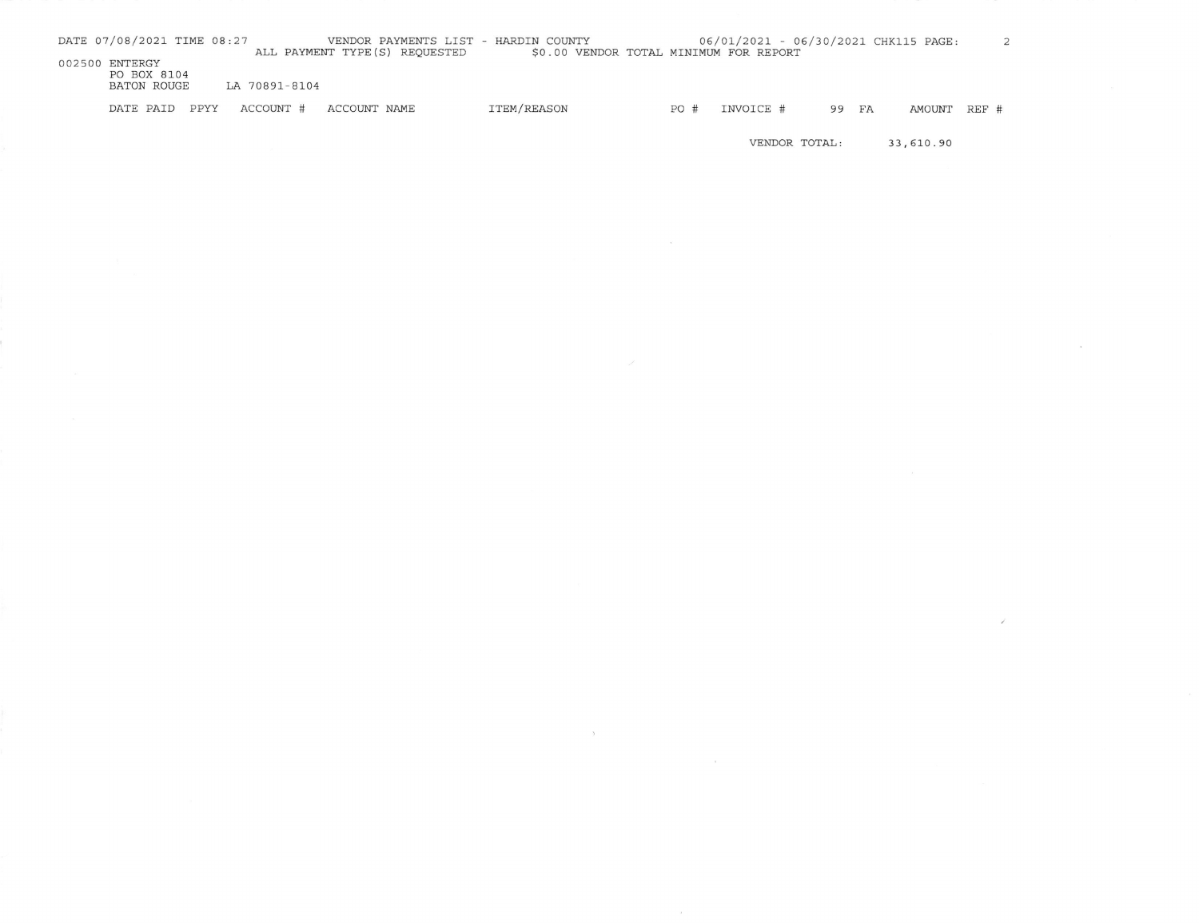DATE 07/08/2021 TIME 08:27 VENDOR PAYMENTS LIST - HARDIN COUNTY 06/01/2021 - 06/30/2021 CHK115 PAGE: 2

ALL PAYMENT TYPE(S) REQUESTED $0.00 VENDOR TOTAL MINIMUM FOR REPORT

002500 ENTERGY
PO BOX 8104
BATON ROUGE LA 70891-8104

| DATE PAID | PPYY | ACCOUNT # | ACCOUNT NAME | ITEM/REASON | PO # | INVOICE # | 99 | FA | AMOUNT | REF # |
|---|---|---|---|---|---|---|---|---|---|---|
| | | | | | | VENDOR TOTAL: | | | 33,610.90 | |